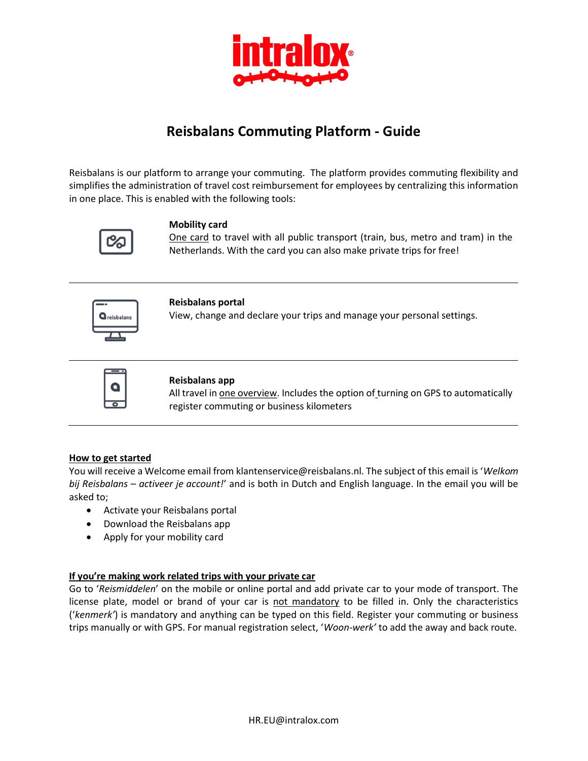# Reisbalans Commuting Platform - Guide

Reisbalans is our platform to arrange your commuting. The platform provides commuting flexibility and simplifies the administration of travel cost reimbursement for employees by centralizing this information in one place. This is enabled with the following tools:

**Mobility card**
One card to travel with all public transport (train, bus, metro and tram) in the Netherlands. With the card you can also make private trips for free!

---

**Reisbalans portal**
View, change and declare your trips and manage your personal settings.

---

**Reisbalans app**
All travel in one overview. Includes the option of turning on GPS to automatically register commuting or business kilometers

---

## How to get started

You will receive a Welcome email from klantenservice@reisbalans.nl. The subject of this email is '*Welkom bij Reisbalans – activeer je account!*' and is both in Dutch and English language. In the email you will be asked to;

- Activate your Reisbalans portal
- Download the Reisbalans app
- Apply for your mobility card

## If you're making work related trips with your private car

Go to '*Reismiddelen*' on the mobile or online portal and add private car to your mode of transport. The license plate, model or brand of your car is not mandatory to be filled in. Only the characteristics ('*kenmerk'*) is mandatory and anything can be typed on this field. Register your commuting or business trips manually or with GPS. For manual registration select, '*Woon-werk'* to add the away and back route.

HR.EU@intralox.com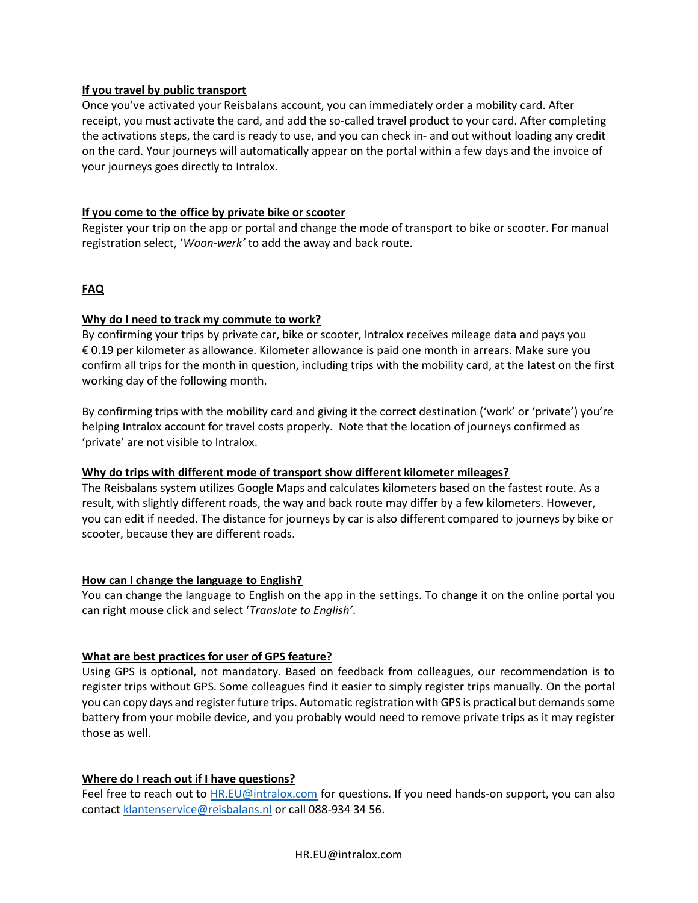**If you travel by public transport**

Once you've activated your Reisbalans account, you can immediately order a mobility card. After receipt, you must activate the card, and add the so-called travel product to your card. After completing the activations steps, the card is ready to use, and you can check in- and out without loading any credit on the card. Your journeys will automatically appear on the portal within a few days and the invoice of your journeys goes directly to Intralox.

**If you come to the office by private bike or scooter**

Register your trip on the app or portal and change the mode of transport to bike or scooter. For manual registration select, '*Woon-werk'* to add the away and back route.

## FAQ

**Why do I need to track my commute to work?**

By confirming your trips by private car, bike or scooter, Intralox receives mileage data and pays you € 0.19 per kilometer as allowance. Kilometer allowance is paid one month in arrears. Make sure you confirm all trips for the month in question, including trips with the mobility card, at the latest on the first working day of the following month.

By confirming trips with the mobility card and giving it the correct destination ('work' or 'private') you're helping Intralox account for travel costs properly. Note that the location of journeys confirmed as 'private' are not visible to Intralox.

**Why do trips with different mode of transport show different kilometer mileages?**

The Reisbalans system utilizes Google Maps and calculates kilometers based on the fastest route. As a result, with slightly different roads, the way and back route may differ by a few kilometers. However, you can edit if needed. The distance for journeys by car is also different compared to journeys by bike or scooter, because they are different roads.

**How can I change the language to English?**

You can change the language to English on the app in the settings. To change it on the online portal you can right mouse click and select '*Translate to English'*.

**What are best practices for user of GPS feature?**

Using GPS is optional, not mandatory. Based on feedback from colleagues, our recommendation is to register trips without GPS. Some colleagues find it easier to simply register trips manually. On the portal you can copy days and register future trips. Automatic registration with GPS is practical but demands some battery from your mobile device, and you probably would need to remove private trips as it may register those as well.

**Where do I reach out if I have questions?**

Feel free to reach out to [HR.EU@intralox.com](mailto:HR.EU@intralox.com) for questions. If you need hands-on support, you can also contact [klantenservice@reisbalans.nl](mailto:klantenservice@reisbalans.nl) or call 088-934 34 56.